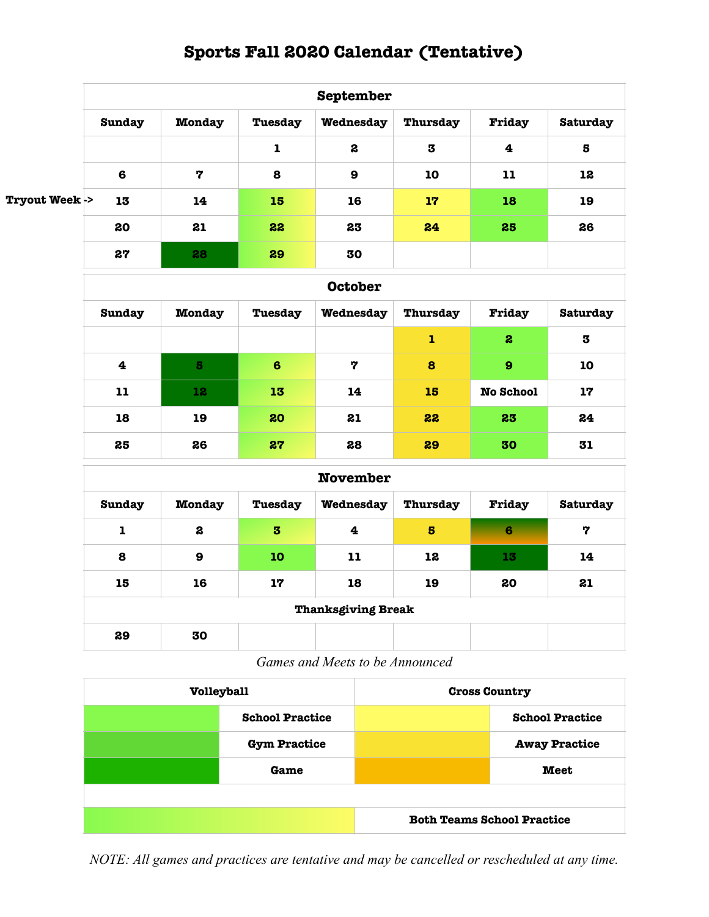# Sports Fall 2020 Calendar (Tentative)

| September | | | | | | |
|---|---|---|---|---|---|---|
| Sunday | Monday | Tuesday | Wednesday | Thursday | Friday | Saturday |
| | | 1 | 2 | 3 | 4 | 5 |
| 6 | 7 | 8 | 9 | 10 | 11 | 12 |
| 13 | 14 | 15 | 16 | 17 | 18 | 19 |
| 20 | 21 | 22 | 23 | 24 | 25 | 26 |
| 27 | 28 | 29 | 30 | | | |

Tryout Week -> (week of 13)

| October | | | | | | |
|---|---|---|---|---|---|---|
| Sunday | Monday | Tuesday | Wednesday | Thursday | Friday | Saturday |
| | | | | 1 | 2 | 3 |
| 4 | 5 | 6 | 7 | 8 | 9 | 10 |
| 11 | 12 | 13 | 14 | 15 | No School | 17 |
| 18 | 19 | 20 | 21 | 22 | 23 | 24 |
| 25 | 26 | 27 | 28 | 29 | 30 | 31 |

| November | | | | | | |
|---|---|---|---|---|---|---|
| Sunday | Monday | Tuesday | Wednesday | Thursday | Friday | Saturday |
| 1 | 2 | 3 | 4 | 5 | 6 | 7 |
| 8 | 9 | 10 | 11 | 12 | 13 | 14 |
| 15 | 16 | 17 | 18 | 19 | 20 | 21 |
| Thanksgiving Break | | | | | | |
| 29 | 30 | | | | | |

*Games and Meets to be Announced*

| Volleyball | | Cross Country | |
|---|---|---|---|
| | School Practice | | School Practice |
| | Gym Practice | | Away Practice |
| | Game | | Meet |
| | | | |
| | | Both Teams School Practice | |

*NOTE: All games and practices are tentative and may be cancelled or rescheduled at any time.*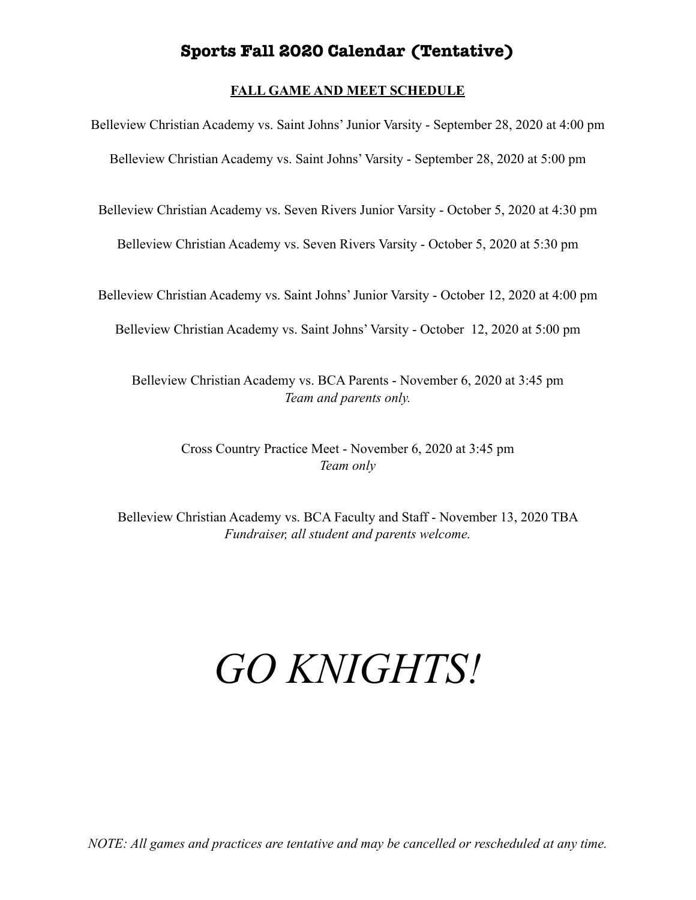# Sports Fall 2020 Calendar (Tentative)

**FALL GAME AND MEET SCHEDULE**

Belleview Christian Academy vs. Saint Johns' Junior Varsity - September 28, 2020 at 4:00 pm

Belleview Christian Academy vs. Saint Johns' Varsity - September 28, 2020 at 5:00 pm

Belleview Christian Academy vs. Seven Rivers Junior Varsity - October 5, 2020 at 4:30 pm

Belleview Christian Academy vs. Seven Rivers Varsity - October 5, 2020 at 5:30 pm

Belleview Christian Academy vs. Saint Johns' Junior Varsity - October 12, 2020 at 4:00 pm

Belleview Christian Academy vs. Saint Johns' Varsity - October 12, 2020 at 5:00 pm

Belleview Christian Academy vs. BCA Parents - November 6, 2020 at 3:45 pm
*Team and parents only.*

Cross Country Practice Meet - November 6, 2020 at 3:45 pm
*Team only*

Belleview Christian Academy vs. BCA Faculty and Staff - November 13, 2020 TBA
*Fundraiser, all student and parents welcome.*

*GO KNIGHTS!*

*NOTE: All games and practices are tentative and may be cancelled or rescheduled at any time.*